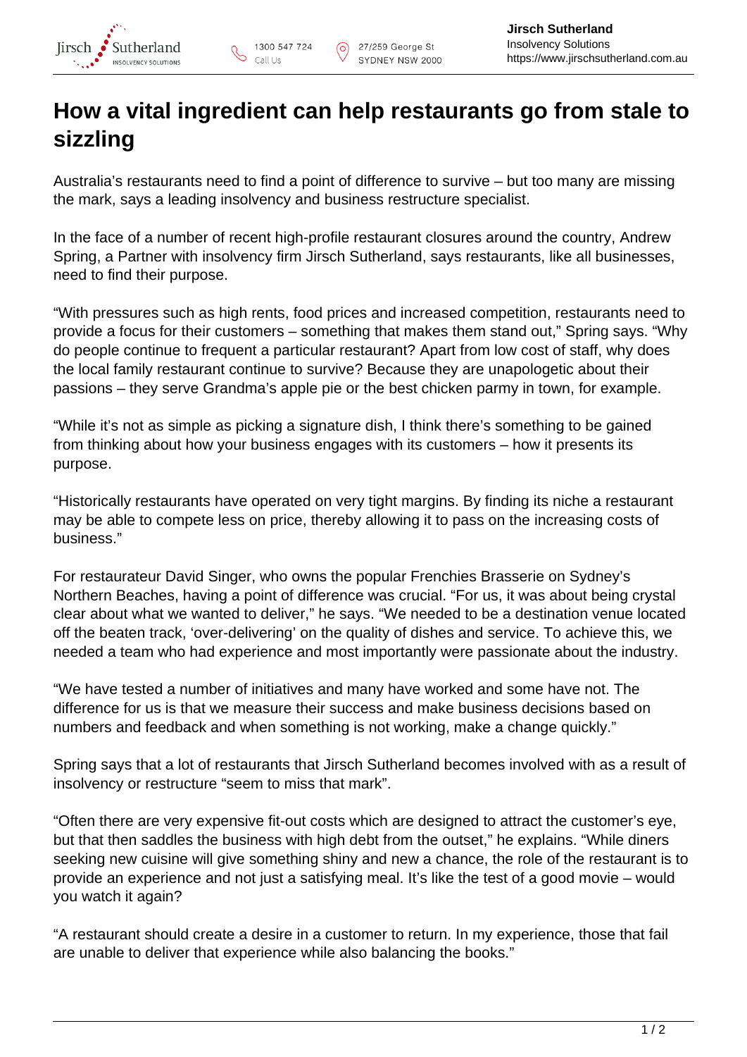# How a vital ingredient can help restaurants go from stale to sizzling

Australia's restaurants need to find a point of difference to survive – but too many are missing the mark, says a leading insolvency and business restructure specialist.

In the face of a number of recent high-profile restaurant closures around the country, Andrew Spring, a Partner with insolvency firm Jirsch Sutherland, says restaurants, like all businesses, need to find their purpose.

"With pressures such as high rents, food prices and increased competition, restaurants need to provide a focus for their customers – something that makes them stand out," Spring says. "Why do people continue to frequent a particular restaurant? Apart from low cost of staff, why does the local family restaurant continue to survive? Because they are unapologetic about their passions – they serve Grandma's apple pie or the best chicken parmy in town, for example.

"While it's not as simple as picking a signature dish, I think there's something to be gained from thinking about how your business engages with its customers – how it presents its purpose.

"Historically restaurants have operated on very tight margins. By finding its niche a restaurant may be able to compete less on price, thereby allowing it to pass on the increasing costs of business."

For restaurateur David Singer, who owns the popular Frenchies Brasserie on Sydney's Northern Beaches, having a point of difference was crucial. "For us, it was about being crystal clear about what we wanted to deliver," he says. "We needed to be a destination venue located off the beaten track, 'over-delivering' on the quality of dishes and service. To achieve this, we needed a team who had experience and most importantly were passionate about the industry.

"We have tested a number of initiatives and many have worked and some have not. The difference for us is that we measure their success and make business decisions based on numbers and feedback and when something is not working, make a change quickly."

Spring says that a lot of restaurants that Jirsch Sutherland becomes involved with as a result of insolvency or restructure "seem to miss that mark".

"Often there are very expensive fit-out costs which are designed to attract the customer's eye, but that then saddles the business with high debt from the outset," he explains. "While diners seeking new cuisine will give something shiny and new a chance, the role of the restaurant is to provide an experience and not just a satisfying meal. It's like the test of a good movie – would you watch it again?

"A restaurant should create a desire in a customer to return. In my experience, those that fail are unable to deliver that experience while also balancing the books."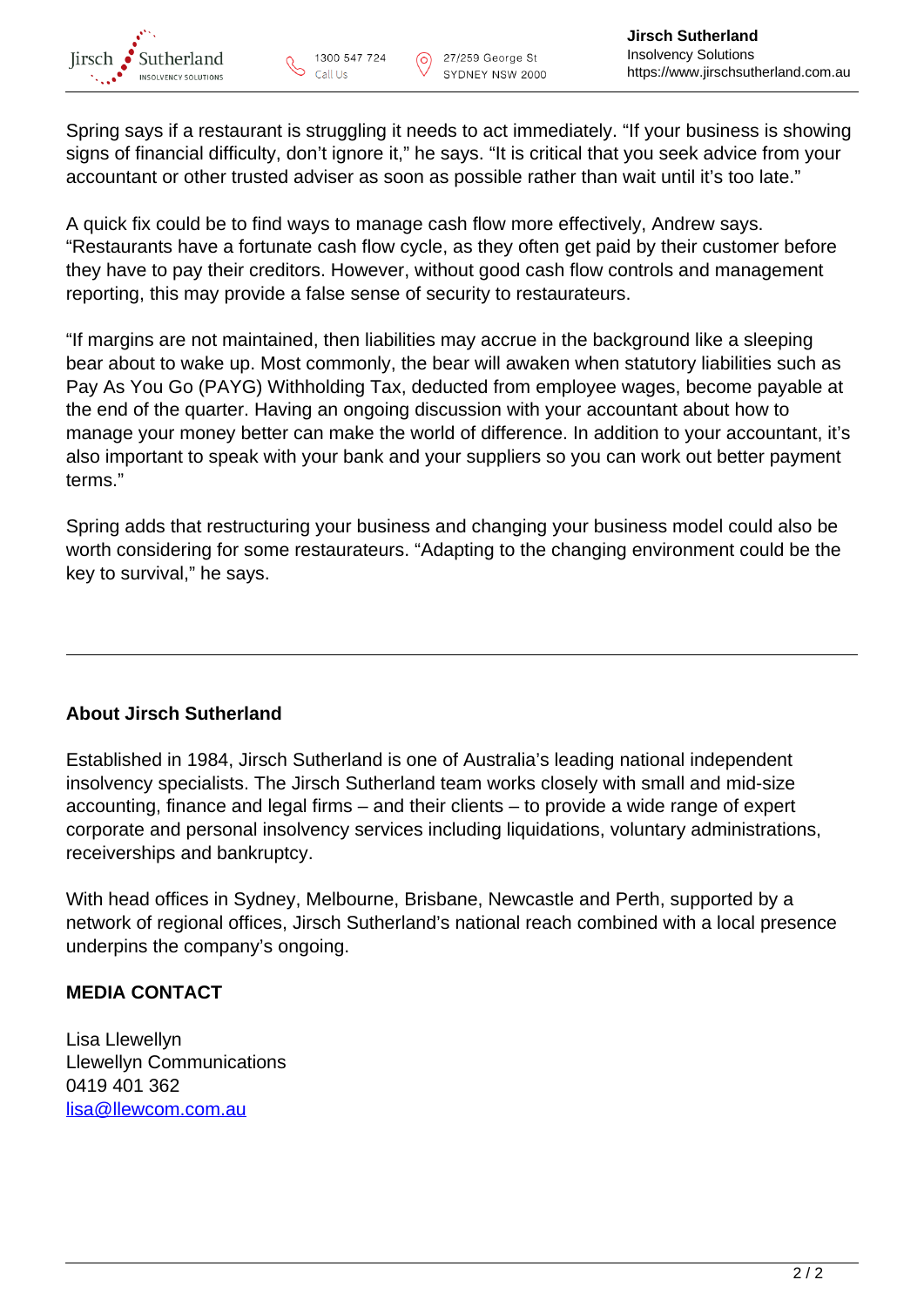Spring says if a restaurant is struggling it needs to act immediately. “If your business is showing signs of financial difficulty, don’t ignore it,” he says. “It is critical that you seek advice from your accountant or other trusted adviser as soon as possible rather than wait until it’s too late.”

A quick fix could be to find ways to manage cash flow more effectively, Andrew says. “Restaurants have a fortunate cash flow cycle, as they often get paid by their customer before they have to pay their creditors. However, without good cash flow controls and management reporting, this may provide a false sense of security to restaurateurs.

“If margins are not maintained, then liabilities may accrue in the background like a sleeping bear about to wake up. Most commonly, the bear will awaken when statutory liabilities such as Pay As You Go (PAYG) Withholding Tax, deducted from employee wages, become payable at the end of the quarter. Having an ongoing discussion with your accountant about how to manage your money better can make the world of difference. In addition to your accountant, it’s also important to speak with your bank and your suppliers so you can work out better payment terms.”

Spring adds that restructuring your business and changing your business model could also be worth considering for some restaurateurs. “Adapting to the changing environment could be the key to survival,” he says.

---

**About Jirsch Sutherland**

Established in 1984, Jirsch Sutherland is one of Australia’s leading national independent insolvency specialists. The Jirsch Sutherland team works closely with small and mid-size accounting, finance and legal firms – and their clients – to provide a wide range of expert corporate and personal insolvency services including liquidations, voluntary administrations, receiverships and bankruptcy.

With head offices in Sydney, Melbourne, Brisbane, Newcastle and Perth, supported by a network of regional offices, Jirsch Sutherland’s national reach combined with a local presence underpins the company’s ongoing.

**MEDIA CONTACT**

Lisa Llewellyn
Llewellyn Communications
0419 401 362
lisa@llewcom.com.au